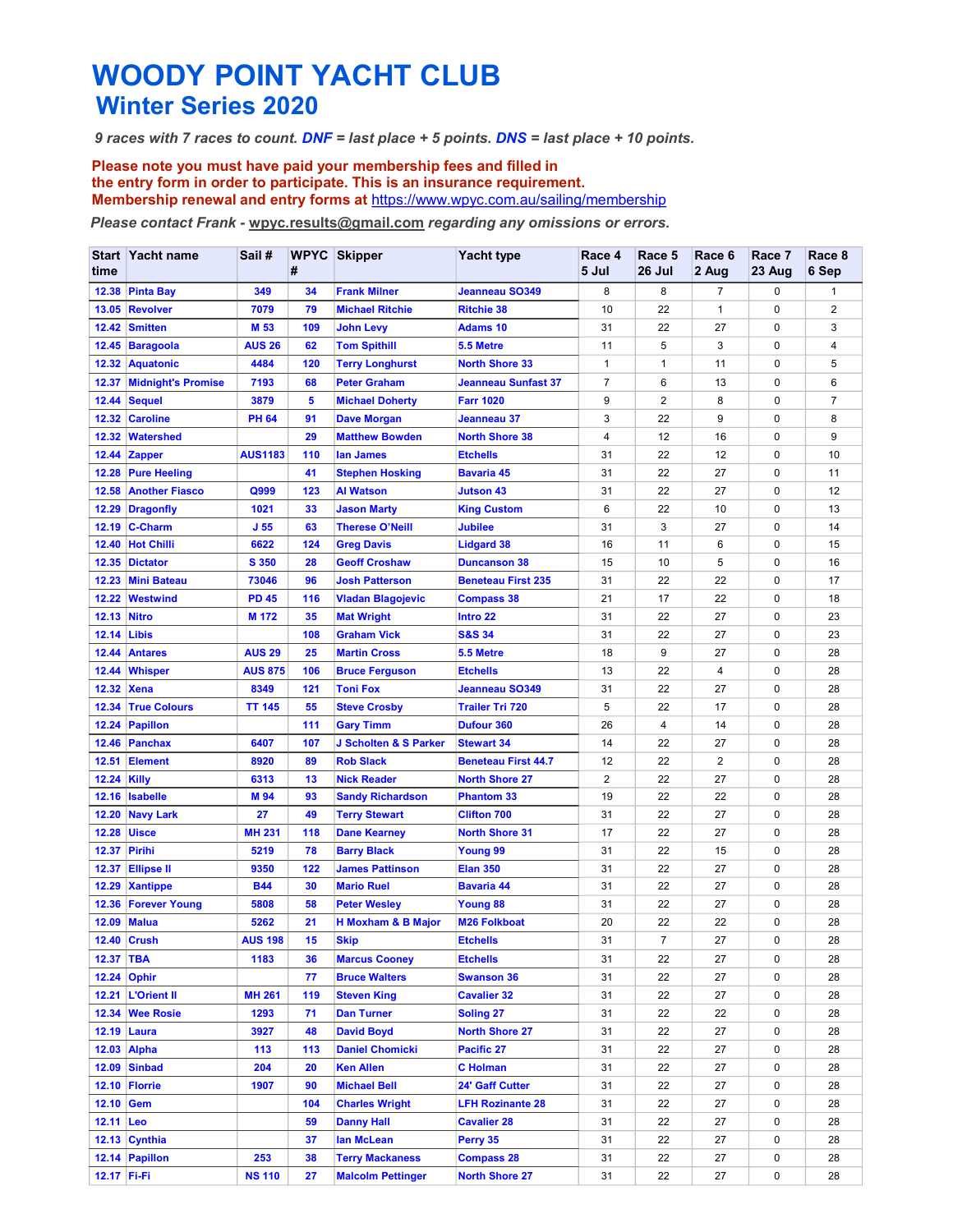# WOODY POINT YACHT CLUB

## Winter Series 2020

*9 races with 7 races to count. **DNF** = last place + 5 points. **DNS** = last place + 10 points.*

**Please note you must have paid your membership fees and filled in the entry form in order to participate. This is an insurance requirement. Membership renewal and entry forms at https://www.wpyc.com.au/sailing/membership**

*Please contact Frank - wpyc.results@gmail.com regarding any omissions or errors.*

| Start time | Yacht name | Sail # | WPYC # | Skipper | Yacht type | Race 4 5 Jul | Race 5 26 Jul | Race 6 2 Aug | Race 7 23 Aug | Race 8 6 Sep |
|---|---|---|---|---|---|---|---|---|---|---|
| 12.38 | Pinta Bay | 349 | 34 | Frank Milner | Jeanneau SO349 | 8 | 8 | 7 | 0 | 1 |
| 13.05 | Revolver | 7079 | 79 | Michael Ritchie | Ritchie 38 | 10 | 22 | 1 | 0 | 2 |
| 12.42 | Smitten | M 53 | 109 | John Levy | Adams 10 | 31 | 22 | 27 | 0 | 3 |
| 12.45 | Baragoola | AUS 26 | 62 | Tom Spithill | 5.5 Metre | 11 | 5 | 3 | 0 | 4 |
| 12.32 | Aquatonic | 4484 | 120 | Terry Longhurst | North Shore 33 | 1 | 1 | 11 | 0 | 5 |
| 12.37 | Midnight's Promise | 7193 | 68 | Peter Graham | Jeanneau Sunfast 37 | 7 | 6 | 13 | 0 | 6 |
| 12.44 | Sequel | 3879 | 5 | Michael Doherty | Farr 1020 | 9 | 2 | 8 | 0 | 7 |
| 12.32 | Caroline | PH 64 | 91 | Dave Morgan | Jeanneau 37 | 3 | 22 | 9 | 0 | 8 |
| 12.32 | Watershed | | 29 | Matthew Bowden | North Shore 38 | 4 | 12 | 16 | 0 | 9 |
| 12.44 | Zapper | AUS1183 | 110 | Ian James | Etchells | 31 | 22 | 12 | 0 | 10 |
| 12.28 | Pure Heeling | | 41 | Stephen Hosking | Bavaria 45 | 31 | 22 | 27 | 0 | 11 |
| 12.58 | Another Fiasco | Q999 | 123 | Al Watson | Jutson 43 | 31 | 22 | 27 | 0 | 12 |
| 12.29 | Dragonfly | 1021 | 33 | Jason Marty | King Custom | 6 | 22 | 10 | 0 | 13 |
| 12.19 | C-Charm | J 55 | 63 | Therese O'Neill | Jubilee | 31 | 3 | 27 | 0 | 14 |
| 12.40 | Hot Chilli | 6622 | 124 | Greg Davis | Lidgard 38 | 16 | 11 | 6 | 0 | 15 |
| 12.35 | Dictator | S 350 | 28 | Geoff Croshaw | Duncanson 38 | 15 | 10 | 5 | 0 | 16 |
| 12.23 | Mini Bateau | 73046 | 96 | Josh Patterson | Beneteau First 235 | 31 | 22 | 22 | 0 | 17 |
| 12.22 | Westwind | PD 45 | 116 | Vladan Blagojevic | Compass 38 | 21 | 17 | 22 | 0 | 18 |
| 12.13 | Nitro | M 172 | 35 | Mat Wright | Intro 22 | 31 | 22 | 27 | 0 | 23 |
| 12.14 | Libis | | 108 | Graham Vick | S&S 34 | 31 | 22 | 27 | 0 | 23 |
| 12.44 | Antares | AUS 29 | 25 | Martin Cross | 5.5 Metre | 18 | 9 | 27 | 0 | 28 |
| 12.44 | Whisper | AUS 875 | 106 | Bruce Ferguson | Etchells | 13 | 22 | 4 | 0 | 28 |
| 12.32 | Xena | 8349 | 121 | Toni Fox | Jeanneau SO349 | 31 | 22 | 27 | 0 | 28 |
| 12.34 | True Colours | TT 145 | 55 | Steve Crosby | Trailer Tri 720 | 5 | 22 | 17 | 0 | 28 |
| 12.24 | Papillon | | 111 | Gary Timm | Dufour 360 | 26 | 4 | 14 | 0 | 28 |
| 12.46 | Panchax | 6407 | 107 | J Scholten & S Parker | Stewart 34 | 14 | 22 | 27 | 0 | 28 |
| 12.51 | Element | 8920 | 89 | Rob Slack | Beneteau First 44.7 | 12 | 22 | 2 | 0 | 28 |
| 12.24 | Killy | 6313 | 13 | Nick Reader | North Shore 27 | 2 | 22 | 27 | 0 | 28 |
| 12.16 | Isabelle | M 94 | 93 | Sandy Richardson | Phantom 33 | 19 | 22 | 22 | 0 | 28 |
| 12.20 | Navy Lark | 27 | 49 | Terry Stewart | Clifton 700 | 31 | 22 | 27 | 0 | 28 |
| 12.28 | Uisce | MH 231 | 118 | Dane Kearney | North Shore 31 | 17 | 22 | 27 | 0 | 28 |
| 12.37 | Pirihi | 5219 | 78 | Barry Black | Young 99 | 31 | 22 | 15 | 0 | 28 |
| 12.37 | Ellipse II | 9350 | 122 | James Pattinson | Elan 350 | 31 | 22 | 27 | 0 | 28 |
| 12.29 | Xantippe | B44 | 30 | Mario Ruel | Bavaria 44 | 31 | 22 | 27 | 0 | 28 |
| 12.36 | Forever Young | 5808 | 58 | Peter Wesley | Young 88 | 31 | 22 | 27 | 0 | 28 |
| 12.09 | Malua | 5262 | 21 | H Moxham & B Major | M26 Folkboat | 20 | 22 | 22 | 0 | 28 |
| 12.40 | Crush | AUS 198 | 15 | Skip | Etchells | 31 | 7 | 27 | 0 | 28 |
| 12.37 | TBA | 1183 | 36 | Marcus Cooney | Etchells | 31 | 22 | 27 | 0 | 28 |
| 12.24 | Ophir | | 77 | Bruce Walters | Swanson 36 | 31 | 22 | 27 | 0 | 28 |
| 12.21 | L'Orient II | MH 261 | 119 | Steven King | Cavalier 32 | 31 | 22 | 27 | 0 | 28 |
| 12.34 | Wee Rosie | 1293 | 71 | Dan Turner | Soling 27 | 31 | 22 | 22 | 0 | 28 |
| 12.19 | Laura | 3927 | 48 | David Boyd | North Shore 27 | 31 | 22 | 27 | 0 | 28 |
| 12.03 | Alpha | 113 | 113 | Daniel Chomicki | Pacific 27 | 31 | 22 | 27 | 0 | 28 |
| 12.09 | Sinbad | 204 | 20 | Ken Allen | C Holman | 31 | 22 | 27 | 0 | 28 |
| 12.10 | Florrie | 1907 | 90 | Michael Bell | 24' Gaff Cutter | 31 | 22 | 27 | 0 | 28 |
| 12.10 | Gem | | 104 | Charles Wright | LFH Rozinante 28 | 31 | 22 | 27 | 0 | 28 |
| 12.11 | Leo | | 59 | Danny Hall | Cavalier 28 | 31 | 22 | 27 | 0 | 28 |
| 12.13 | Cynthia | | 37 | Ian McLean | Perry 35 | 31 | 22 | 27 | 0 | 28 |
| 12.14 | Papillon | 253 | 38 | Terry Mackaness | Compass 28 | 31 | 22 | 27 | 0 | 28 |
| 12.17 | Fi-Fi | NS 110 | 27 | Malcolm Pettinger | North Shore 27 | 31 | 22 | 27 | 0 | 28 |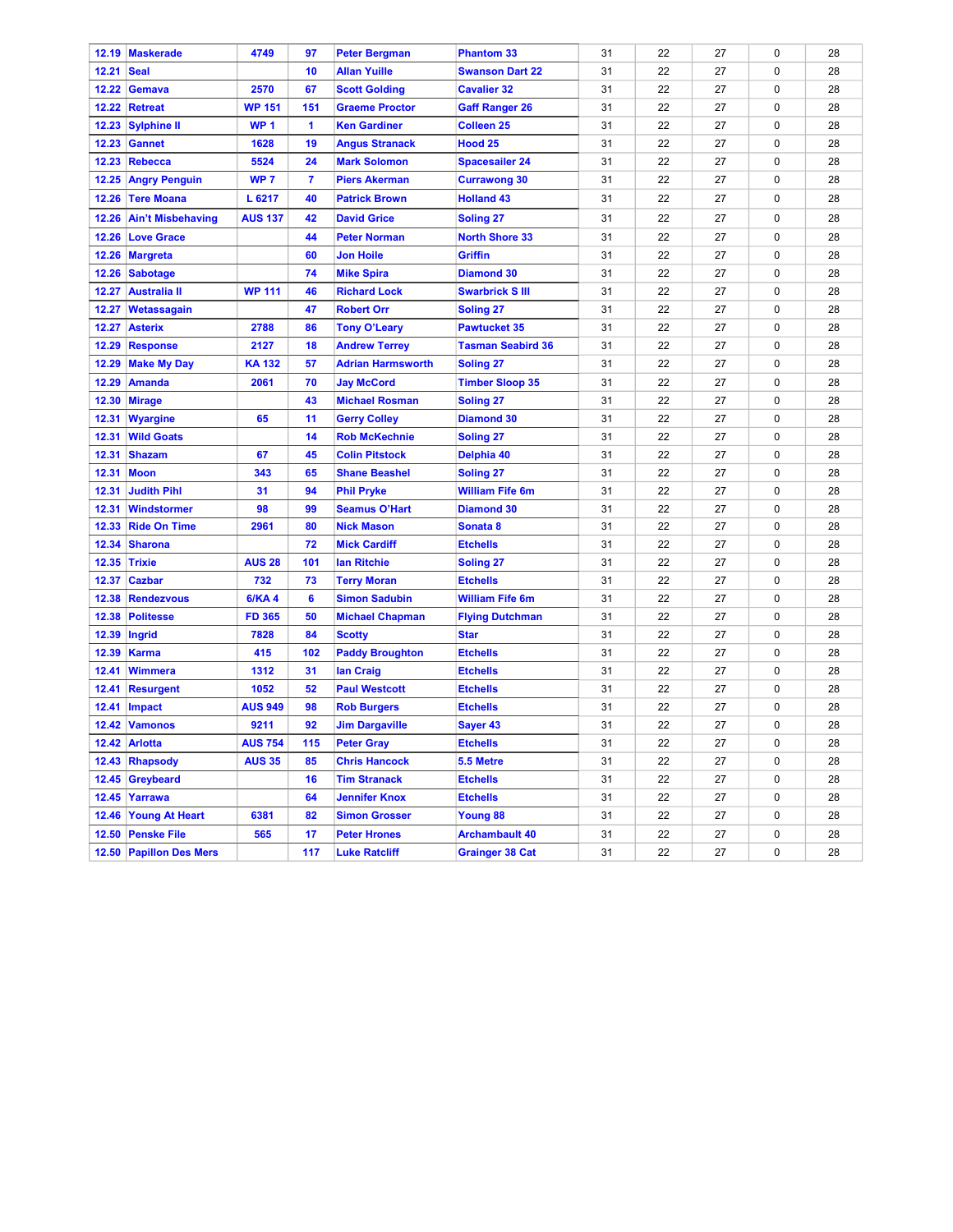| | | | | | | | | | | |
|---|---|---|---|---|---|---|---|---|---|---|
| 12.19 | Maskerade | 4749 | 97 | Peter Bergman | Phantom 33 | 31 | 22 | 27 | 0 | 28 |
| 12.21 | Seal | | 10 | Allan Yuille | Swanson Dart 22 | 31 | 22 | 27 | 0 | 28 |
| 12.22 | Gemava | 2570 | 67 | Scott Golding | Cavalier 32 | 31 | 22 | 27 | 0 | 28 |
| 12.22 | Retreat | WP 151 | 151 | Graeme Proctor | Gaff Ranger 26 | 31 | 22 | 27 | 0 | 28 |
| 12.23 | Sylphine II | WP 1 | 1 | Ken Gardiner | Colleen 25 | 31 | 22 | 27 | 0 | 28 |
| 12.23 | Gannet | 1628 | 19 | Angus Stranack | Hood 25 | 31 | 22 | 27 | 0 | 28 |
| 12.23 | Rebecca | 5524 | 24 | Mark Solomon | Spacesailer 24 | 31 | 22 | 27 | 0 | 28 |
| 12.25 | Angry Penguin | WP 7 | 7 | Piers Akerman | Currawong 30 | 31 | 22 | 27 | 0 | 28 |
| 12.26 | Tere Moana | L 6217 | 40 | Patrick Brown | Holland 43 | 31 | 22 | 27 | 0 | 28 |
| 12.26 | Ain't Misbehaving | AUS 137 | 42 | David Grice | Soling 27 | 31 | 22 | 27 | 0 | 28 |
| 12.26 | Love Grace | | 44 | Peter Norman | North Shore 33 | 31 | 22 | 27 | 0 | 28 |
| 12.26 | Margreta | | 60 | Jon Hoile | Griffin | 31 | 22 | 27 | 0 | 28 |
| 12.26 | Sabotage | | 74 | Mike Spira | Diamond 30 | 31 | 22 | 27 | 0 | 28 |
| 12.27 | Australia II | WP 111 | 46 | Richard Lock | Swarbrick S III | 31 | 22 | 27 | 0 | 28 |
| 12.27 | Wetassagain | | 47 | Robert Orr | Soling 27 | 31 | 22 | 27 | 0 | 28 |
| 12.27 | Asterix | 2788 | 86 | Tony O'Leary | Pawtucket 35 | 31 | 22 | 27 | 0 | 28 |
| 12.29 | Response | 2127 | 18 | Andrew Terrey | Tasman Seabird 36 | 31 | 22 | 27 | 0 | 28 |
| 12.29 | Make My Day | KA 132 | 57 | Adrian Harmsworth | Soling 27 | 31 | 22 | 27 | 0 | 28 |
| 12.29 | Amanda | 2061 | 70 | Jay McCord | Timber Sloop 35 | 31 | 22 | 27 | 0 | 28 |
| 12.30 | Mirage | | 43 | Michael Rosman | Soling 27 | 31 | 22 | 27 | 0 | 28 |
| 12.31 | Wyargine | 65 | 11 | Gerry Colley | Diamond 30 | 31 | 22 | 27 | 0 | 28 |
| 12.31 | Wild Goats | | 14 | Rob McKechnie | Soling 27 | 31 | 22 | 27 | 0 | 28 |
| 12.31 | Shazam | 67 | 45 | Colin Pitstock | Delphia 40 | 31 | 22 | 27 | 0 | 28 |
| 12.31 | Moon | 343 | 65 | Shane Beashel | Soling 27 | 31 | 22 | 27 | 0 | 28 |
| 12.31 | Judith Pihl | 31 | 94 | Phil Pryke | William Fife 6m | 31 | 22 | 27 | 0 | 28 |
| 12.31 | Windstormer | 98 | 99 | Seamus O'Hart | Diamond 30 | 31 | 22 | 27 | 0 | 28 |
| 12.33 | Ride On Time | 2961 | 80 | Nick Mason | Sonata 8 | 31 | 22 | 27 | 0 | 28 |
| 12.34 | Sharona | | 72 | Mick Cardiff | Etchells | 31 | 22 | 27 | 0 | 28 |
| 12.35 | Trixie | AUS 28 | 101 | Ian Ritchie | Soling 27 | 31 | 22 | 27 | 0 | 28 |
| 12.37 | Cazbar | 732 | 73 | Terry Moran | Etchells | 31 | 22 | 27 | 0 | 28 |
| 12.38 | Rendezvous | 6/KA 4 | 6 | Simon Sadubin | William Fife 6m | 31 | 22 | 27 | 0 | 28 |
| 12.38 | Politesse | FD 365 | 50 | Michael Chapman | Flying Dutchman | 31 | 22 | 27 | 0 | 28 |
| 12.39 | Ingrid | 7828 | 84 | Scotty | Star | 31 | 22 | 27 | 0 | 28 |
| 12.39 | Karma | 415 | 102 | Paddy Broughton | Etchells | 31 | 22 | 27 | 0 | 28 |
| 12.41 | Wimmera | 1312 | 31 | Ian Craig | Etchells | 31 | 22 | 27 | 0 | 28 |
| 12.41 | Resurgent | 1052 | 52 | Paul Westcott | Etchells | 31 | 22 | 27 | 0 | 28 |
| 12.41 | Impact | AUS 949 | 98 | Rob Burgers | Etchells | 31 | 22 | 27 | 0 | 28 |
| 12.42 | Vamonos | 9211 | 92 | Jim Dargaville | Sayer 43 | 31 | 22 | 27 | 0 | 28 |
| 12.42 | Arlotta | AUS 754 | 115 | Peter Gray | Etchells | 31 | 22 | 27 | 0 | 28 |
| 12.43 | Rhapsody | AUS 35 | 85 | Chris Hancock | 5.5 Metre | 31 | 22 | 27 | 0 | 28 |
| 12.45 | Greybeard | | 16 | Tim Stranack | Etchells | 31 | 22 | 27 | 0 | 28 |
| 12.45 | Yarrawa | | 64 | Jennifer Knox | Etchells | 31 | 22 | 27 | 0 | 28 |
| 12.46 | Young At Heart | 6381 | 82 | Simon Grosser | Young 88 | 31 | 22 | 27 | 0 | 28 |
| 12.50 | Penske File | 565 | 17 | Peter Hrones | Archambault 40 | 31 | 22 | 27 | 0 | 28 |
| 12.50 | Papillon Des Mers | | 117 | Luke Ratcliff | Grainger 38 Cat | 31 | 22 | 27 | 0 | 28 |